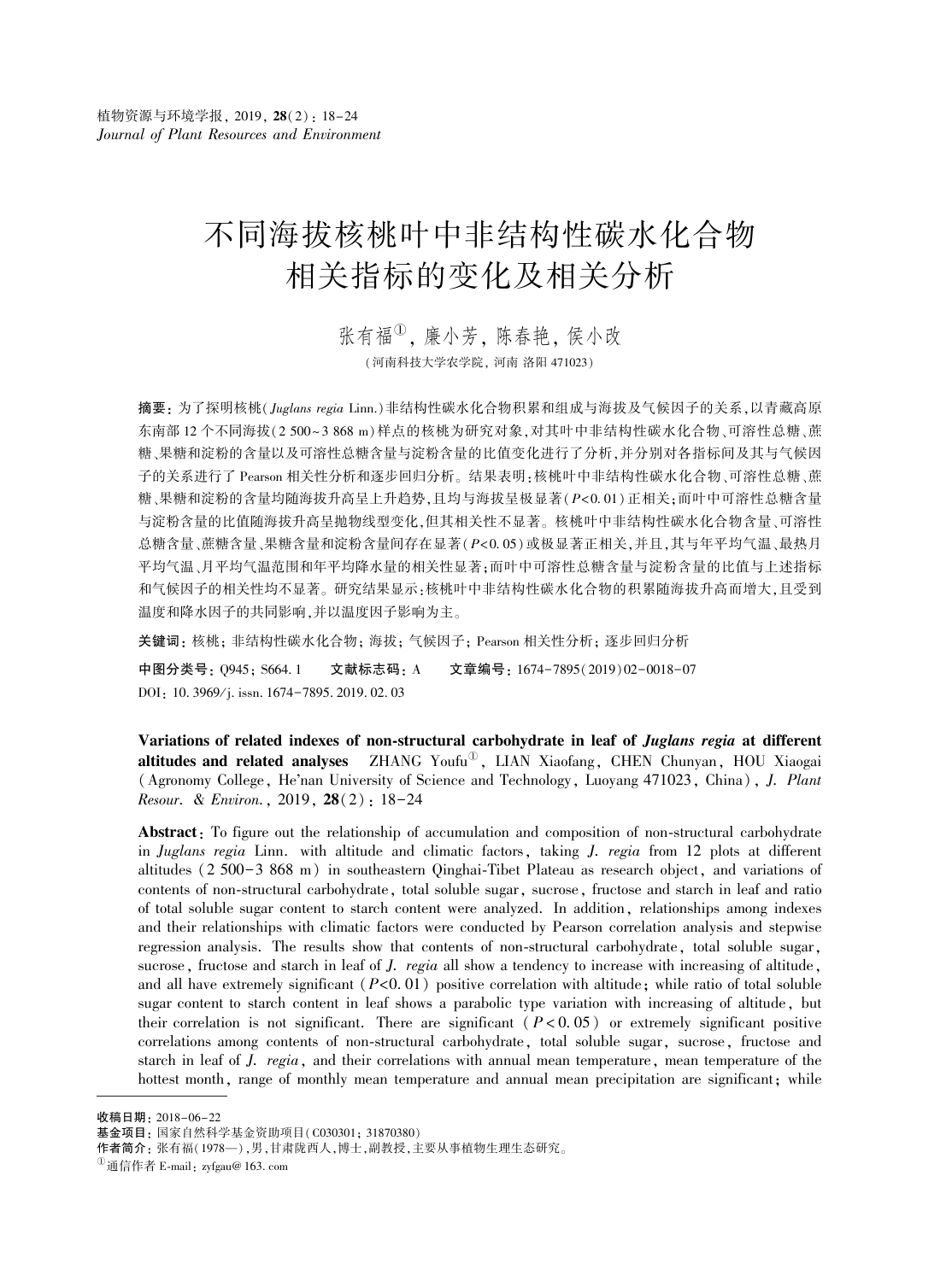# 不同海拔核桃叶中非结构性碳水化合物相关指标的变化及相关分析

张有福[①], 廉小芳, 陈春艳, 侯小改

(河南科技大学农学院, 河南 洛阳 471023)

**摘要**：为了探明核桃(*Juglans regia* Linn.)非结构性碳水化合物积累和组成与海拔及气候因子的关系,以青藏高原东南部 12 个不同海拔(2 500~3 868 m)样点的核桃为研究对象,对其叶中非结构性碳水化合物、可溶性总糖、蔗糖、果糖和淀粉的含量以及可溶性总糖含量与淀粉含量的比值变化进行了分析,并分别对各指标间及其与气候因子的关系进行了 Pearson 相关性分析和逐步回归分析。结果表明:核桃叶中非结构性碳水化合物、可溶性总糖、蔗糖、果糖和淀粉的含量均随海拔升高呈上升趋势,且均与海拔呈极显著($P<0.01$)正相关;而叶中可溶性总糖含量与淀粉含量的比值随海拔升高呈抛物线型变化,但其相关性不显著。核桃叶中非结构性碳水化合物含量、可溶性总糖含量、蔗糖含量、果糖含量和淀粉含量间存在显著($P<0.05$)或极显著正相关,并且,其与年平均气温、最热月平均气温、月平均气温范围和年平均降水量的相关性显著;而叶中可溶性总糖含量与淀粉含量的比值与上述指标和气候因子的相关性均不显著。研究结果显示:核桃叶中非结构性碳水化合物的积累随海拔升高而增大,且受到温度和降水因子的共同影响,并以温度因子影响为主。

**关键词**：核桃; 非结构性碳水化合物; 海拔; 气候因子; Pearson 相关性分析; 逐步回归分析

**中图分类号**：Q945; S664.1　　**文献标志码**：A　　**文章编号**：1674-7895(2019)02-0018-07

DOI：10.3969/j.issn.1674-7895.2019.02.03

**Variations of related indexes of non-structural carbohydrate in leaf of *Juglans regia* at different altitudes and related analyses**　ZHANG Youfu[①], LIAN Xiaofang, CHEN Chunyan, HOU Xiaogai (Agronomy College, He'nan University of Science and Technology, Luoyang 471023, China), *J. Plant Resour. & Environ.*, 2019, **28**(2): 18-24

**Abstract**: To figure out the relationship of accumulation and composition of non-structural carbohydrate in *Juglans regia* Linn. with altitude and climatic factors, taking *J. regia* from 12 plots at different altitudes (2 500-3 868 m) in southeastern Qinghai-Tibet Plateau as research object, and variations of contents of non-structural carbohydrate, total soluble sugar, sucrose, fructose and starch in leaf and ratio of total soluble sugar content to starch content were analyzed. In addition, relationships among indexes and their relationships with climatic factors were conducted by Pearson correlation analysis and stepwise regression analysis. The results show that contents of non-structural carbohydrate, total soluble sugar, sucrose, fructose and starch in leaf of *J. regia* all show a tendency to increase with increasing of altitude, and all have extremely significant ($P<0.01$) positive correlation with altitude; while ratio of total soluble sugar content to starch content in leaf shows a parabolic type variation with increasing of altitude, but their correlation is not significant. There are significant ($P<0.05$) or extremely significant positive correlations among contents of non-structural carbohydrate, total soluble sugar, sucrose, fructose and starch in leaf of *J. regia*, and their correlations with annual mean temperature, mean temperature of the hottest month, range of monthly mean temperature and annual mean precipitation are significant; while

---

**收稿日期**：2018-06-22

**基金项目**：国家自然科学基金资助项目(C030301; 31870380)

**作者简介**：张有福(1978—),男,甘肃陇西人,博士,副教授,主要从事植物生理生态研究。

[①]通信作者 E-mail：zyfgau@163.com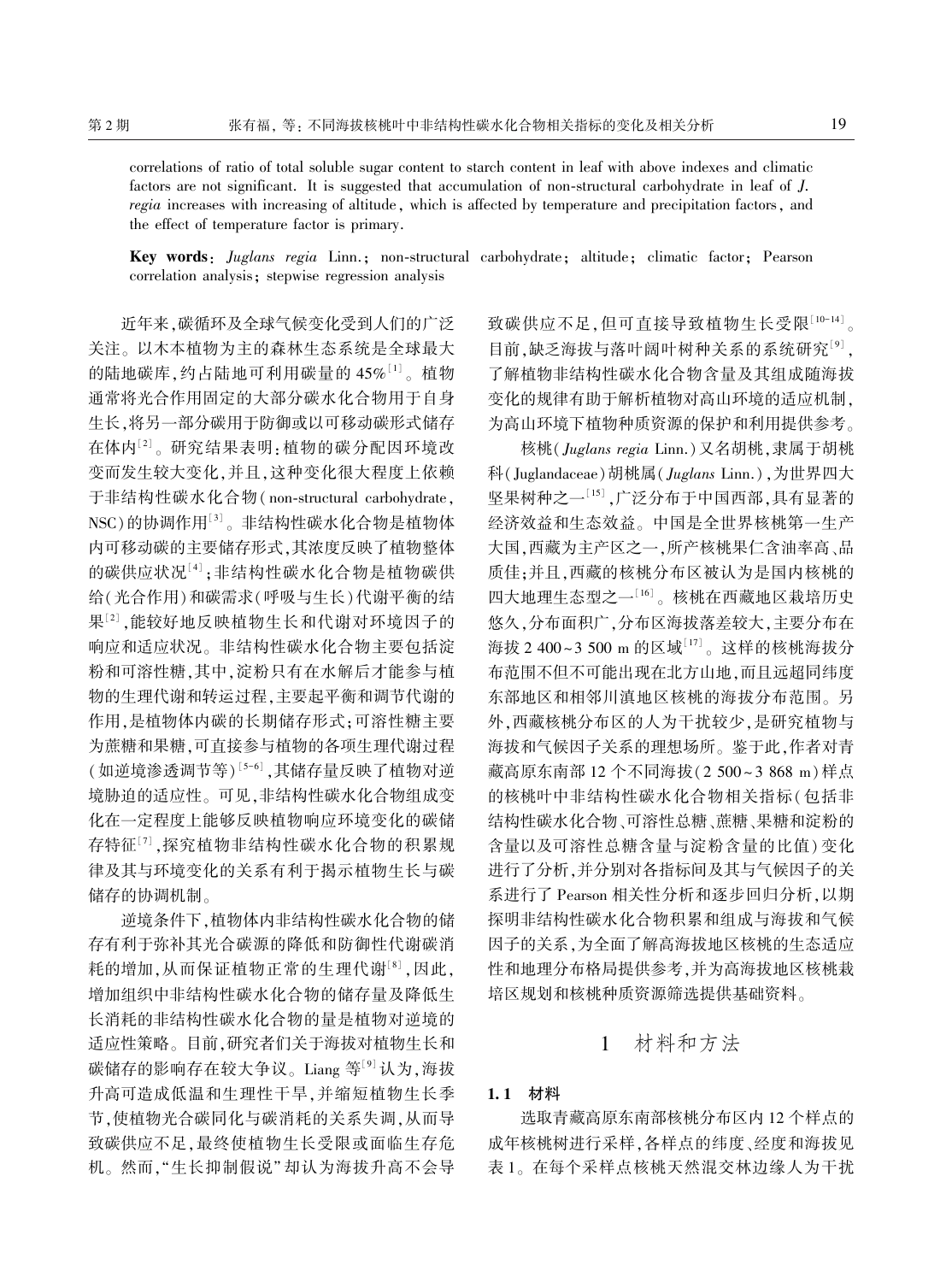correlations of ratio of total soluble sugar content to starch content in leaf with above indexes and climatic factors are not significant. It is suggested that accumulation of non-structural carbohydrate in leaf of *J. regia* increases with increasing of altitude, which is affected by temperature and precipitation factors, and the effect of temperature factor is primary.

**Key words**: *Juglans regia* Linn.; non-structural carbohydrate; altitude; climatic factor; Pearson correlation analysis; stepwise regression analysis

近年来,碳循环及全球气候变化受到人们的广泛关注。以木本植物为主的森林生态系统是全球最大的陆地碳库,约占陆地可利用碳量的 45%[1]。植物通常将光合作用固定的大部分碳水化合物用于自身生长,将另一部分碳用于防御或以可移动碳形式储存在体内[2]。研究结果表明:植物的碳分配因环境改变而发生较大变化,并且,这种变化很大程度上依赖于非结构性碳水化合物(non-structural carbohydrate, NSC)的协调作用[3]。非结构性碳水化合物是植物体内可移动碳的主要储存形式,其浓度反映了植物整体的碳供应状况[4];非结构性碳水化合物是植物碳供给(光合作用)和碳需求(呼吸与生长)代谢平衡的结果[2],能较好地反映植物生长和代谢对环境因子的响应和适应状况。非结构性碳水化合物主要包括淀粉和可溶性糖,其中,淀粉只有在水解后才能参与植物的生理代谢和转运过程,主要起平衡和调节代谢的作用,是植物体内碳的长期储存形式;可溶性糖主要为蔗糖和果糖,可直接参与植物的各项生理代谢过程(如逆境渗透调节等)[5-6],其储存量反映了植物对逆境胁迫的适应性。可见,非结构性碳水化合物组成变化在一定程度上能够反映植物响应环境变化的碳储存特征[7],探究植物非结构性碳水化合物的积累规律及其与环境变化的关系有利于揭示植物生长与碳储存的协调机制。

逆境条件下,植物体内非结构性碳水化合物的储存有利于弥补其光合碳源的降低和防御性代谢碳消耗的增加,从而保证植物正常的生理代谢[8],因此,增加组织中非结构性碳水化合物的储存量及降低生长消耗的非结构性碳水化合物的量是植物对逆境的适应性策略。目前,研究者们关于海拔对植物生长和碳储存的影响存在较大争议。Liang 等[9]认为,海拔升高可造成低温和生理性干旱,并缩短植物生长季节,使植物光合碳同化与碳消耗的关系失调,从而导致碳供应不足,最终使植物生长受限或面临生存危机。然而,"生长抑制假说"却认为海拔升高不会导致碳供应不足,但可直接导致植物生长受限[10-14]。目前,缺乏海拔与落叶阔叶树种关系的系统研究[9],了解植物非结构性碳水化合物含量及其组成随海拔变化的规律有助于解析植物对高山环境的适应机制,为高山环境下植物种质资源的保护和利用提供参考。

核桃(*Juglans regia* Linn.)又名胡桃,隶属于胡桃科(Juglandaceae)胡桃属(*Juglans* Linn.),为世界四大坚果树种之一[15],广泛分布于中国西部,具有显著的经济效益和生态效益。中国是全世界核桃第一生产大国,西藏为主产区之一,所产核桃果仁含油率高、品质佳;并且,西藏的核桃分布区被认为是国内核桃的四大地理生态型之一[16]。核桃在西藏地区栽培历史悠久,分布面积广,分布区海拔落差较大,主要分布在海拔 2 400~3 500 m 的区域[17]。这样的核桃海拔分布范围不但不可能出现在北方山地,而且远超同纬度东部地区和相邻川滇地区核桃的海拔分布范围。另外,西藏核桃分布区的人为干扰较少,是研究植物与海拔和气候因子关系的理想场所。鉴于此,作者对青藏高原东南部 12 个不同海拔(2 500~3 868 m)样点的核桃叶中非结构性碳水化合物相关指标(包括非结构性碳水化合物、可溶性总糖、蔗糖、果糖和淀粉的含量以及可溶性总糖含量与淀粉含量的比值)变化进行了分析,并分别对各指标间及其与气候因子的关系进行了 Pearson 相关性分析和逐步回归分析,以期探明非结构性碳水化合物积累和组成与海拔和气候因子的关系,为全面了解高海拔地区核桃的生态适应性和地理分布格局提供参考,并为高海拔地区核桃栽培区规划和核桃种质资源筛选提供基础资料。

## 1 材料和方法

### 1.1 材料

选取青藏高原东南部核桃分布区内 12 个样点的成年核桃树进行采样,各样点的纬度、经度和海拔见表 1。在每个采样点核桃天然混交林边缘人为干扰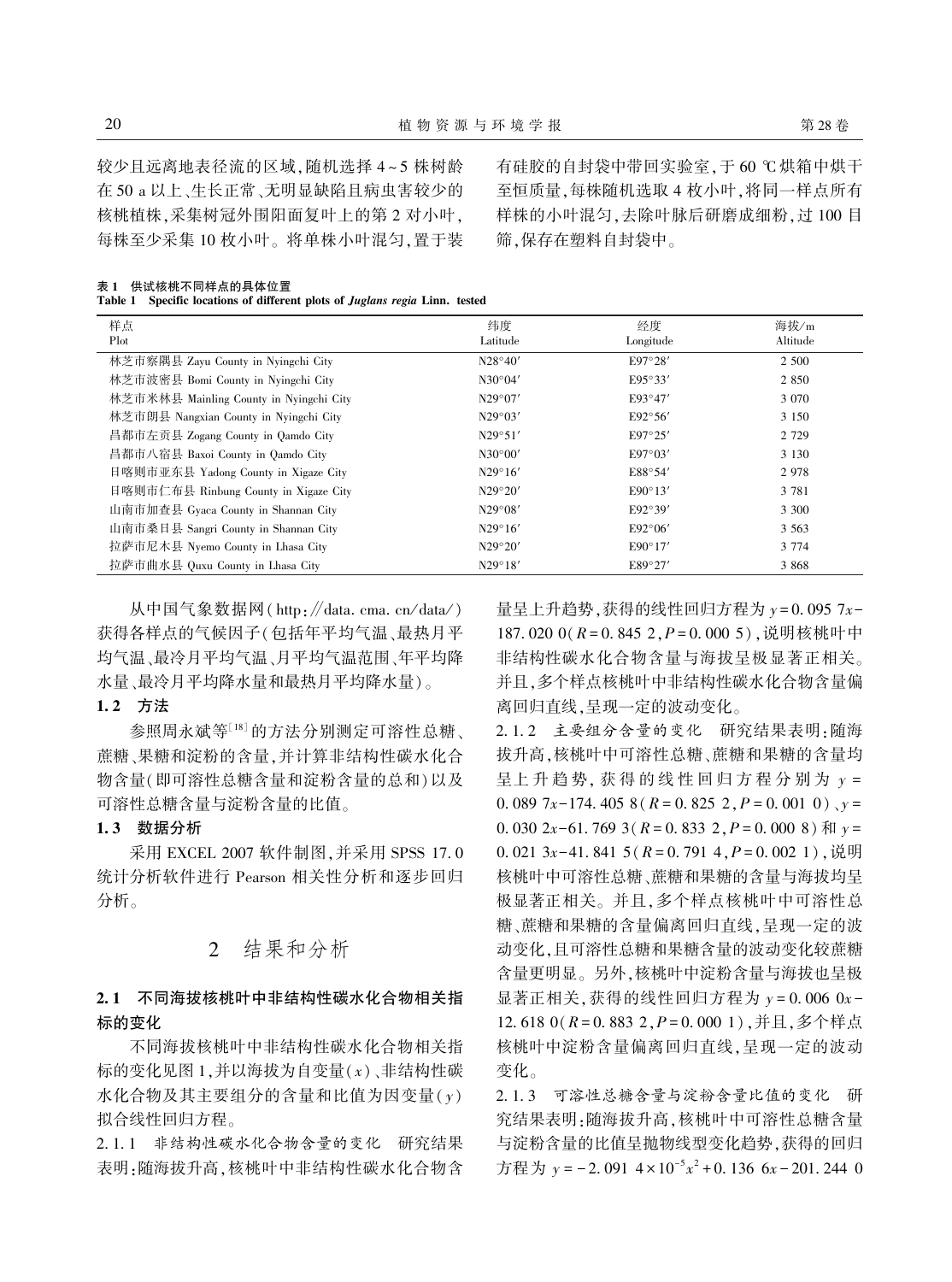较少且远离地表径流的区域，随机选择 4~5 株树龄在 50 a 以上、生长正常、无明显缺陷且病虫害较少的核桃植株，采集树冠外围阳面复叶上的第 2 对小叶，每株至少采集 10 枚小叶。将单株小叶混匀，置于装有硅胶的自封袋中带回实验室，于 60 ℃ 烘箱中烘干至恒质量，每株随机选取 4 枚小叶，将同一样点所有样株的小叶混匀，去除叶脉后研磨成细粉，过 100 目筛，保存在塑料自封袋中。

**表 1　供试核桃不同样点的具体位置**
**Table 1　Specific locations of different plots of *Juglans regia* Linn. tested**

| 样点 Plot | 纬度 Latitude | 经度 Longitude | 海拔/m Altitude |
|---|---|---|---|
| 林芝市察隅县 Zayu County in Nyingchi City | N28°40′ | E97°28′ | 2 500 |
| 林芝市波密县 Bomi County in Nyingchi City | N30°04′ | E95°33′ | 2 850 |
| 林芝市米林县 Mainling County in Nyingchi City | N29°07′ | E93°47′ | 3 070 |
| 林芝市朗县 Nangxian County in Nyingchi City | N29°03′ | E92°56′ | 3 150 |
| 昌都市左贡县 Zogang County in Qamdo City | N29°51′ | E97°25′ | 2 729 |
| 昌都市八宿县 Baxoi County in Qamdo City | N30°00′ | E97°03′ | 3 130 |
| 日喀则市亚东县 Yadong County in Xigaze City | N29°16′ | E88°54′ | 2 978 |
| 日喀则市仁布县 Rinbung County in Xigaze City | N29°20′ | E90°13′ | 3 781 |
| 山南市加查县 Gyaca County in Shannan City | N29°08′ | E92°39′ | 3 300 |
| 山南市桑日县 Sangri County in Shannan City | N29°16′ | E92°06′ | 3 563 |
| 拉萨市尼木县 Nyemo County in Lhasa City | N29°20′ | E90°17′ | 3 774 |
| 拉萨市曲水县 Quxu County in Lhasa City | N29°18′ | E89°27′ | 3 868 |

从中国气象数据网（http://data.cma.cn/data/）获得各样点的气候因子（包括年平均气温、最热月平均气温、最冷月平均气温、月平均气温范围、年平均降水量、最冷月平均降水量和最热月平均降水量）。

### 1.2　方法

参照周永斌等[18]的方法分别测定可溶性总糖、蔗糖、果糖和淀粉的含量，并计算非结构性碳水化合物含量（即可溶性总糖含量和淀粉含量的总和）以及可溶性总糖含量与淀粉含量的比值。

### 1.3　数据分析

采用 EXCEL 2007 软件制图，并采用 SPSS 17.0 统计分析软件进行 Pearson 相关性分析和逐步回归分析。

## 2　结果和分析

### 2.1　不同海拔核桃叶中非结构性碳水化合物相关指标的变化

不同海拔核桃叶中非结构性碳水化合物相关指标的变化见图 1，并以海拔为自变量（$x$）、非结构性碳水化合物及其主要组分的含量和比值为因变量（$y$）拟合线性回归方程。

2.1.1　非结构性碳水化合物含量的变化　研究结果表明：随海拔升高，核桃叶中非结构性碳水化合物含量呈上升趋势，获得的线性回归方程为 $y=0.095\,7x-187.020\,0$（$R=0.845\,2$，$P=0.000\,5$），说明核桃叶中非结构性碳水化合物含量与海拔呈极显著正相关。并且，多个样点核桃叶中非结构性碳水化合物含量偏离回归直线，呈现一定的波动变化。

2.1.2　主要组分含量的变化　研究结果表明：随海拔升高，核桃叶中可溶性总糖、蔗糖和果糖的含量均呈上升趋势，获得的线性回归方程分别为 $y=0.089\,7x-174.405\,8$（$R=0.825\,2$，$P=0.001\,0$）、$y=0.030\,2x-61.769\,3$（$R=0.833\,2$，$P=0.000\,8$）和 $y=0.021\,3x-41.841\,5$（$R=0.791\,4$，$P=0.002\,1$），说明核桃叶中可溶性总糖、蔗糖和果糖的含量与海拔均呈极显著正相关。并且，多个样点核桃叶中可溶性总糖、蔗糖和果糖的含量偏离回归直线，呈现一定的波动变化，且可溶性总糖和果糖含量的波动变化较蔗糖含量更明显。另外，核桃叶中淀粉含量与海拔也呈极显著正相关，获得的线性回归方程为 $y=0.006\,0x-12.618\,0$（$R=0.883\,2$，$P=0.000\,1$），并且，多个样点核桃叶中淀粉含量偏离回归直线，呈现一定的波动变化。

2.1.3　可溶性总糖含量与淀粉含量比值的变化　研究结果表明：随海拔升高，核桃叶中可溶性总糖含量与淀粉含量的比值呈抛物线型变化趋势，获得的回归方程为 $y=-2.091\,4\times10^{-5}x^2+0.136\,6x-201.244\,0$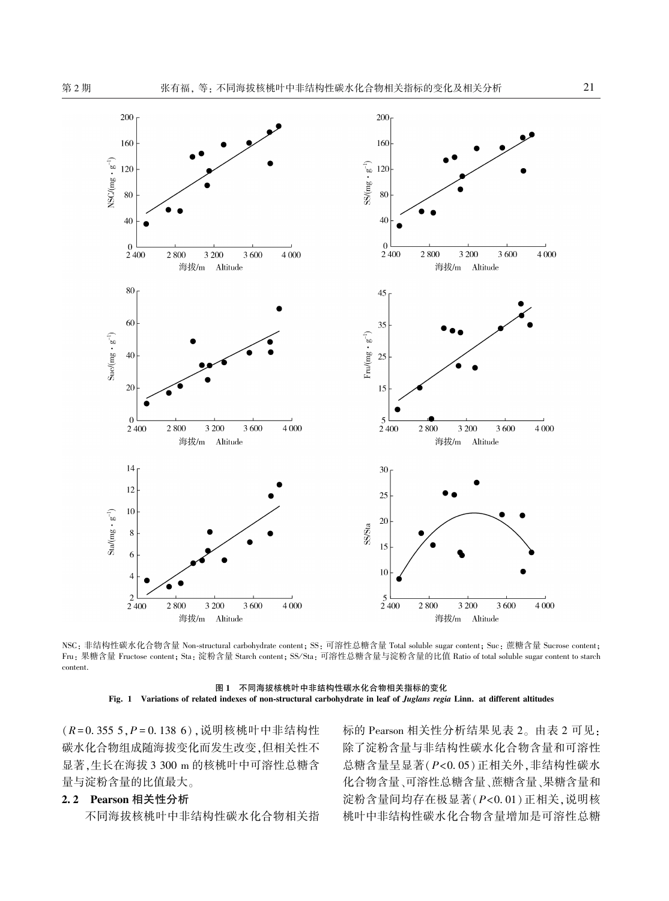NSC：非结构性碳水化合物含量 Non-structural carbohydrate content；SS：可溶性总糖含量 Total soluble sugar content；Suc：蔗糖含量 Sucrose content；Fru：果糖含量 Fructose content；Sta：淀粉含量 Starch content；SS/Sta：可溶性总糖含量与淀粉含量的比值 Ratio of total soluble sugar content to starch content.

**图 1　不同海拔核桃叶中非结构性碳水化合物相关指标的变化**

**Fig. 1　Variations of related indexes of non-structural carbohydrate in leaf of *Juglans regia* Linn. at different altitudes**

($R$=0.355 5, $P$=0.138 6)，说明核桃叶中非结构性碳水化合物组成随海拔变化而发生改变，但相关性不显著，生长在海拔 3 300 m 的核桃叶中可溶性总糖含量与淀粉含量的比值最大。

## 2.2　Pearson 相关性分析

不同海拔核桃叶中非结构性碳水化合物相关指标的 Pearson 相关性分析结果见表 2。由表 2 可见：除了淀粉含量与非结构性碳水化合物含量和可溶性总糖含量呈显著($P$<0.05)正相关外，非结构性碳水化合物含量、可溶性总糖含量、蔗糖含量、果糖含量和淀粉含量间均存在极显著($P$<0.01)正相关，说明核桃叶中非结构性碳水化合物含量增加是可溶性总糖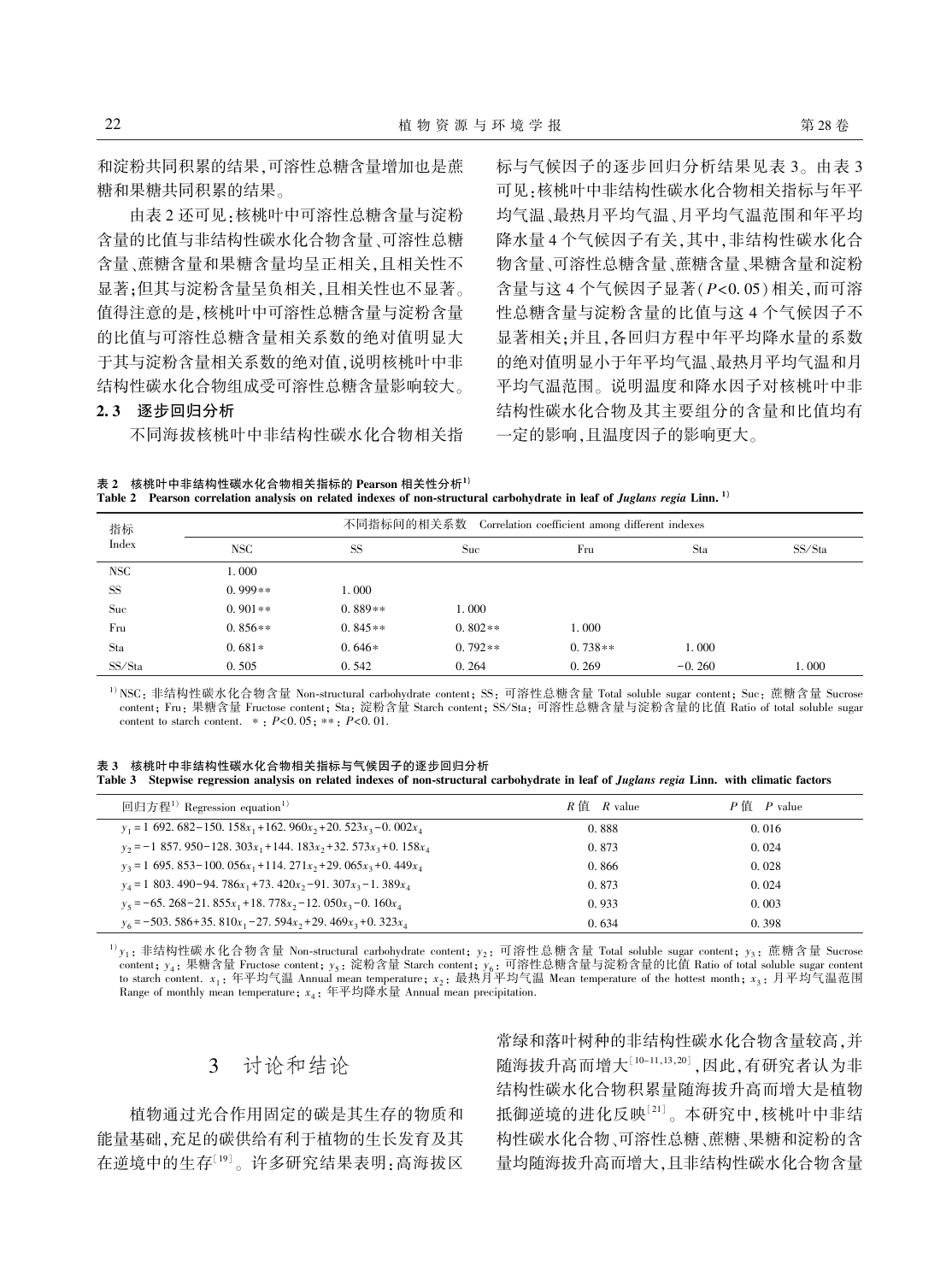和淀粉共同积累的结果,可溶性总糖含量增加也是蔗糖和果糖共同积累的结果。

由表2还可见:核桃叶中可溶性总糖含量与淀粉含量的比值与非结构性碳水化合物含量、可溶性总糖含量、蔗糖含量和果糖含量均呈正相关,且相关性不显著;但其与淀粉含量呈负相关,且相关性也不显著。值得注意的是,核桃叶中可溶性总糖含量与淀粉含量的比值与可溶性总糖含量相关系数的绝对值明显大于其与淀粉含量相关系数的绝对值,说明核桃叶中非结构性碳水化合物组成受可溶性总糖含量影响较大。

### 2.3 逐步回归分析

不同海拔核桃叶中非结构性碳水化合物相关指标与气候因子的逐步回归分析结果见表3。由表3可见:核桃叶中非结构性碳水化合物相关指标与年平均气温、最热月平均气温、月平均气温范围和年平均降水量4个气候因子有关,其中,非结构性碳水化合物含量、可溶性总糖含量、蔗糖含量、果糖含量和淀粉含量与这4个气候因子显著($P<0.05$)相关,而可溶性总糖含量与淀粉含量的比值与这4个气候因子不显著相关;并且,各回归方程中年平均降水量的系数的绝对值明显小于年平均气温、最热月平均气温和月平均气温范围。说明温度和降水因子对核桃叶中非结构性碳水化合物及其主要组分的含量和比值均有一定的影响,且温度因子的影响更大。

**表2 核桃叶中非结构性碳水化合物相关指标的Pearson相关性分析[1)]**

**Table 2 Pearson correlation analysis on related indexes of non-structural carbohydrate in leaf of *Juglans regia* Linn.[1)]**

| 指标 Index | 不同指标间的相关系数 Correlation coefficient among different indexes | | | | | |
|---|---|---|---|---|---|---|
| | NSC | SS | Suc | Fru | Sta | SS/Sta |
| NSC | 1.000 | | | | | |
| SS | 0.999** | 1.000 | | | | |
| Suc | 0.901** | 0.889** | 1.000 | | | |
| Fru | 0.856** | 0.845** | 0.802** | 1.000 | | |
| Sta | 0.681* | 0.646* | 0.792** | 0.738** | 1.000 | |
| SS/Sta | 0.505 | 0.542 | 0.264 | 0.269 | −0.260 | 1.000 |

[1)] NSC: 非结构性碳水化合物含量 Non-structural carbohydrate content; SS: 可溶性总糖含量 Total soluble sugar content; Suc: 蔗糖含量 Sucrose content; Fru: 果糖含量 Fructose content; Sta: 淀粉含量 Starch content; SS/Sta: 可溶性总糖含量与淀粉含量的比值 Ratio of total soluble sugar content to starch content. *: $P<0.05$; **: $P<0.01$.

**表3 核桃叶中非结构性碳水化合物相关指标与气候因子的逐步回归分析**

**Table 3 Stepwise regression analysis on related indexes of non-structural carbohydrate in leaf of *Juglans regia* Linn. with climatic factors**

| 回归方程[1)] Regression equation[1)] | $R$ 值 $R$ value | $P$ 值 $P$ value |
|---|---|---|
| $y_1=1692.682-150.158x_1+162.960x_2+20.523x_3-0.002x_4$ | 0.888 | 0.016 |
| $y_2=-1857.950-128.303x_1+144.183x_2+32.573x_3+0.158x_4$ | 0.873 | 0.024 |
| $y_3=1695.853-100.056x_1+114.271x_2+29.065x_3+0.449x_4$ | 0.866 | 0.028 |
| $y_4=1803.490-94.786x_1+73.420x_2-91.307x_3-1.389x_4$ | 0.873 | 0.024 |
| $y_5=-65.268-21.855x_1+18.778x_2-12.050x_3-0.160x_4$ | 0.933 | 0.003 |
| $y_6=-503.586+35.810x_1-27.594x_2+29.469x_3+0.323x_4$ | 0.634 | 0.398 |

[1)] $y_1$: 非结构性碳水化合物含量 Non-structural carbohydrate content; $y_2$: 可溶性总糖含量 Total soluble sugar content; $y_3$: 蔗糖含量 Sucrose content; $y_4$: 果糖含量 Fructose content; $y_5$: 淀粉含量 Starch content; $y_6$: 可溶性总糖含量与淀粉含量的比值 Ratio of total soluble sugar content to starch content. $x_1$: 年平均气温 Annual mean temperature; $x_2$: 最热月平均气温 Mean temperature of the hottest month; $x_3$: 月平均气温范围 Range of monthly mean temperature; $x_4$: 年平均降水量 Annual mean precipitation.

## 3 讨论和结论

植物通过光合作用固定的碳是其生存的物质和能量基础,充足的碳供给有利于植物的生长发育及其在逆境中的生存[19]。许多研究结果表明:高海拔区常绿和落叶树种的非结构性碳水化合物含量较高,并随海拔升高而增大[10-11,13,20],因此,有研究者认为非结构性碳水化合物积累量随海拔升高而增大是植物抵御逆境的进化反映[21]。本研究中,核桃叶中非结构性碳水化合物、可溶性总糖、蔗糖、果糖和淀粉的含量均随海拔升高而增大,且非结构性碳水化合物含量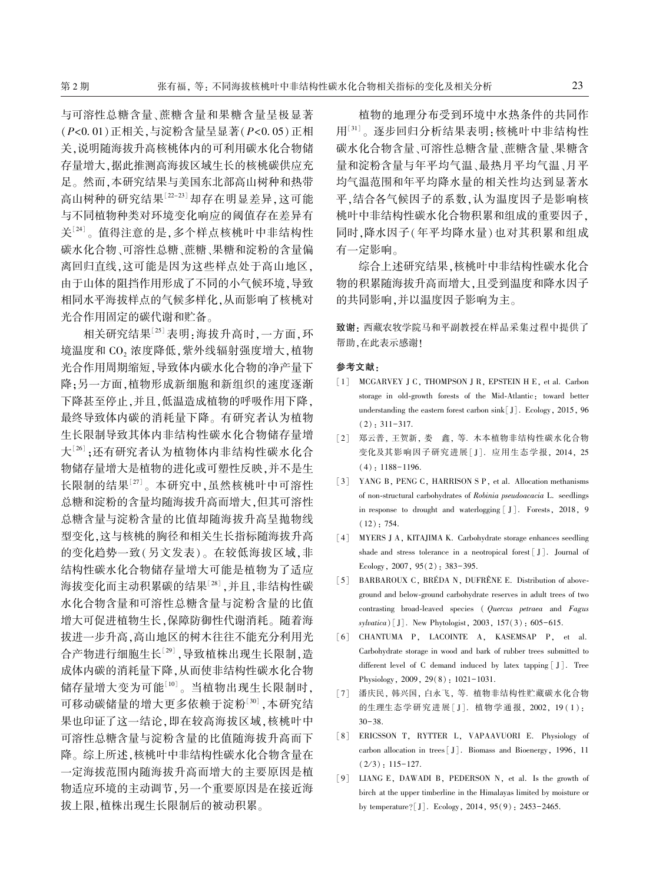与可溶性总糖含量、蔗糖含量和果糖含量呈极显著($P<0.01$)正相关,与淀粉含量呈显著($P<0.05$)正相关,说明随海拔升高核桃体内的可利用碳水化合物储存量增大,据此推测高海拔区域生长的核桃碳供应充足。然而,本研究结果与美国东北部高山树种和热带高山树种的研究结果[22-23]却存在明显差异,这可能与不同植物种类对环境变化响应的阈值存在差异有关[24]。值得注意的是,多个样点核桃叶中非结构性碳水化合物、可溶性总糖、蔗糖、果糖和淀粉的含量偏离回归直线,这可能是因为这些样点处于高山地区,由于山体的阻挡作用形成了不同的小气候环境,导致相同水平海拔样点的气候多样化,从而影响了核桃对光合作用固定的碳代谢和贮备。

相关研究结果[25]表明:海拔升高时,一方面,环境温度和 $CO_2$ 浓度降低,紫外线辐射强度增大,植物光合作用周期缩短,导致体内碳水化合物的净产量下降;另一方面,植物形成新细胞和新组织的速度逐渐下降甚至停止,并且,低温造成植物的呼吸作用下降,最终导致体内碳的消耗量下降。有研究者认为植物生长限制导致其体内非结构性碳水化合物储存量增大[26];还有研究者认为植物体内非结构性碳水化合物储存量增大是植物的进化或可塑性反映,并不是生长限制的结果[27]。本研究中,虽然核桃叶中可溶性总糖和淀粉的含量均随海拔升高而增大,但其可溶性总糖含量与淀粉含量的比值却随海拔升高呈抛物线型变化,这与核桃的胸径和相关生长指标随海拔升高的变化趋势一致(另文发表)。在较低海拔区域,非结构性碳水化合物储存量增大可能是植物为了适应海拔变化而主动积累碳的结果[28],并且,非结构性碳水化合物含量和可溶性总糖含量与淀粉含量的比值增大可促进植物生长,保障防御性代谢消耗。随着海拔进一步升高,高山地区的树木往往不能充分利用光合产物进行细胞生长[29],导致植株出现生长限制,造成体内碳的消耗量下降,从而使非结构性碳水化合物储存量增大变为可能[10]。当植物出现生长限制时,可移动碳储量的增大更多依赖于淀粉[30],本研究结果也印证了这一结论,即在较高海拔区域,核桃叶中可溶性总糖含量与淀粉含量的比值随海拔升高而下降。综上所述,核桃叶中非结构性碳水化合物含量在一定海拔范围内随海拔升高而增大的主要原因是植物适应环境的主动调节,另一个重要原因是在接近海拔上限,植株出现生长限制后的被动积累。

植物的地理分布受到环境中水热条件的共同作用[31]。逐步回归分析结果表明:核桃叶中非结构性碳水化合物含量、可溶性总糖含量、蔗糖含量、果糖含量和淀粉含量与年平均气温、最热月平均气温、月平均气温范围和年平均降水量的相关性均达到显著水平,结合各气候因子的系数,认为温度因子是影响核桃叶中非结构性碳水化合物积累和组成的重要因子,同时,降水因子(年平均降水量)也对其积累和组成有一定影响。

综合上述研究结果,核桃叶中非结构性碳水化合物的积累随海拔升高而增大,且受到温度和降水因子的共同影响,并以温度因子影响为主。

**致谢:** 西藏农牧学院马和平副教授在样品采集过程中提供了帮助,在此表示感谢!

**参考文献:**

[1] MCGARVEY J C, THOMPSON J R, EPSTEIN H E, et al. Carbon storage in old-growth forests of the Mid-Atlantic: toward better understanding the eastern forest carbon sink[J]. Ecology, 2015, 96(2): 311-317.

[2] 郑云普, 王贺新, 娄 鑫, 等. 木本植物非结构性碳水化合物变化及其影响因子研究进展[J]. 应用生态学报, 2014, 25(4): 1188-1196.

[3] YANG B, PENG C, HARRISON S P, et al. Allocation methanisms of non-structural carbohydrates of *Robinia pseudoacacia* L. seedlings in response to drought and waterlogging[J]. Forests, 2018, 9(12): 754.

[4] MYERS J A, KITAJIMA K. Carbohydrate storage enhances seedling shade and stress tolerance in a neotropical forest[J]. Journal of Ecology, 2007, 95(2): 383-395.

[5] BARBAROUX C, BRÉDA N, DUFRÊNE E. Distribution of above-ground and below-ground carbohydrate reserves in adult trees of two contrasting broad-leaved species (*Quercus petraea* and *Fagus sylvatica*)[J]. New Phytologist, 2003, 157(3): 605-615.

[6] CHANTUMA P, LACOINTE A, KASEMSAP P, et al. Carbohydrate storage in wood and bark of rubber trees submitted to different level of C demand induced by latex tapping[J]. Tree Physiology, 2009, 29(8): 1021-1031.

[7] 潘庆民, 韩兴国, 白永飞, 等. 植物非结构性贮藏碳水化合物的生理生态学研究进展[J]. 植物学通报, 2002, 19(1): 30-38.

[8] ERICSSON T, RYTTER L, VAPAAVUORI E. Physiology of carbon allocation in trees[J]. Biomass and Bioenergy, 1996, 11(2/3): 115-127.

[9] LIANG E, DAWADI B, PEDERSON N, et al. Is the growth of birch at the upper timberline in the Himalayas limited by moisture or by temperature?[J]. Ecology, 2014, 95(9): 2453-2465.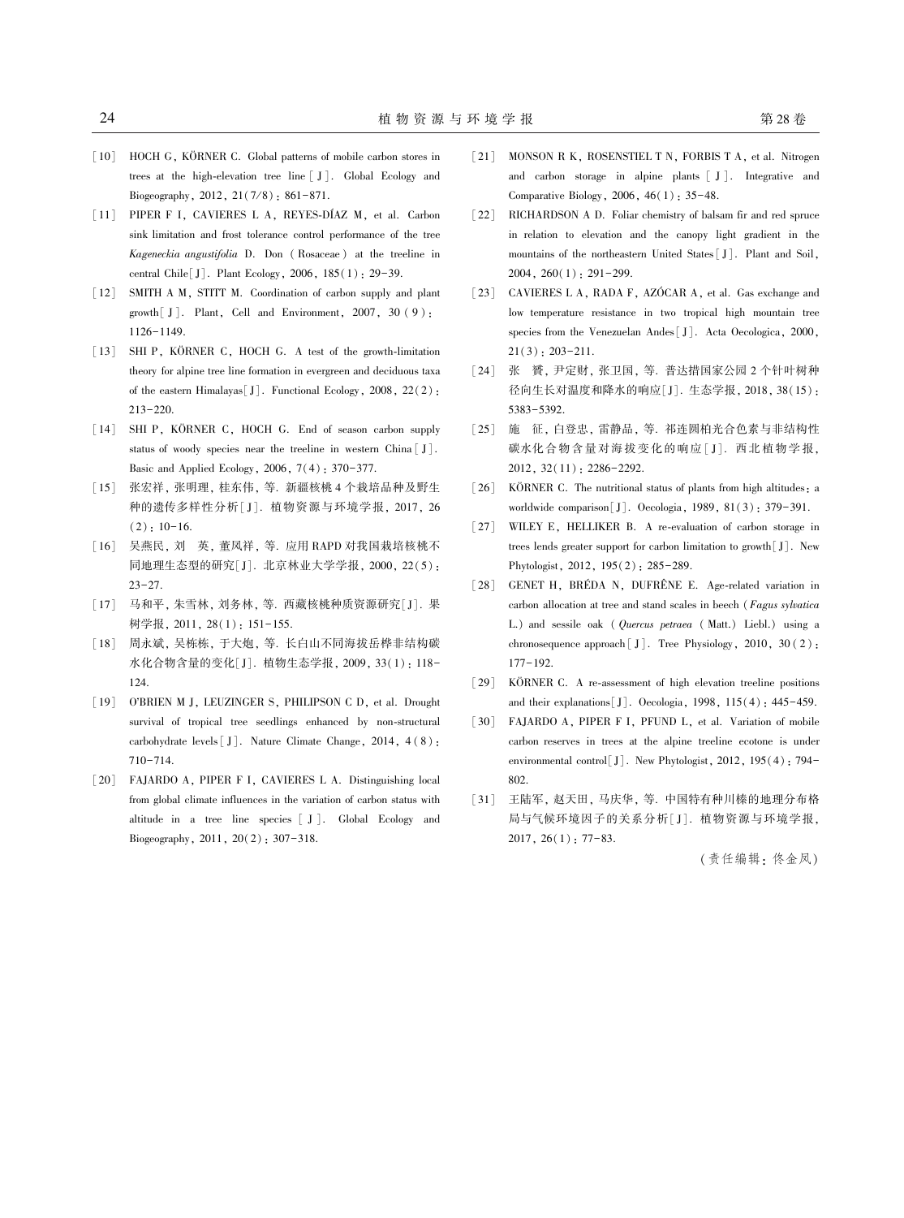[10] HOCH G, KÖRNER C. Global patterns of mobile carbon stores in trees at the high-elevation tree line[J]. Global Ecology and Biogeography, 2012, 21(7/8): 861-871.

[11] PIPER F I, CAVIERES L A, REYES-DÍAZ M, et al. Carbon sink limitation and frost tolerance control performance of the tree *Kageneckia angustifolia* D. Don (Rosaceae) at the treeline in central Chile[J]. Plant Ecology, 2006, 185(1): 29-39.

[12] SMITH A M, STITT M. Coordination of carbon supply and plant growth[J]. Plant, Cell and Environment, 2007, 30(9): 1126-1149.

[13] SHI P, KÖRNER C, HOCH G. A test of the growth-limitation theory for alpine tree line formation in evergreen and deciduous taxa of the eastern Himalayas[J]. Functional Ecology, 2008, 22(2): 213-220.

[14] SHI P, KÖRNER C, HOCH G. End of season carbon supply status of woody species near the treeline in western China[J]. Basic and Applied Ecology, 2006, 7(4): 370-377.

[15] 张宏祥, 张明理, 桂东伟, 等. 新疆核桃4个栽培品种及野生种的遗传多样性分析[J]. 植物资源与环境学报, 2017, 26(2): 10-16.

[16] 吴燕民, 刘 英, 董凤祥, 等. 应用RAPD对我国栽培核桃不同地理生态型的研究[J]. 北京林业大学学报, 2000, 22(5): 23-27.

[17] 马和平, 朱雪林, 刘务林, 等. 西藏核桃种质资源研究[J]. 果树学报, 2011, 28(1): 151-155.

[18] 周永斌, 吴栋栋, 于大炮, 等. 长白山不同海拔岳桦非结构碳水化合物含量的变化[J]. 植物生态学报, 2009, 33(1): 118-124.

[19] O'BRIEN M J, LEUZINGER S, PHILIPSON C D, et al. Drought survival of tropical tree seedlings enhanced by non-structural carbohydrate levels[J]. Nature Climate Change, 2014, 4(8): 710-714.

[20] FAJARDO A, PIPER F I, CAVIERES L A. Distinguishing local from global climate influences in the variation of carbon status with altitude in a tree line species[J]. Global Ecology and Biogeography, 2011, 20(2): 307-318.

[21] MONSON R K, ROSENSTIEL T N, FORBIS T A, et al. Nitrogen and carbon storage in alpine plants[J]. Integrative and Comparative Biology, 2006, 46(1): 35-48.

[22] RICHARDSON A D. Foliar chemistry of balsam fir and red spruce in relation to elevation and the canopy light gradient in the mountains of the northeastern United States[J]. Plant and Soil, 2004, 260(1): 291-299.

[23] CAVIERES L A, RADA F, AZÓCAR A, et al. Gas exchange and low temperature resistance in two tropical high mountain tree species from the Venezuelan Andes[J]. Acta Oecologica, 2000, 21(3): 203-211.

[24] 张 赟, 尹定财, 张卫国, 等. 普达措国家公园2个针叶树种径向生长对温度和降水的响应[J]. 生态学报, 2018, 38(15): 5383-5392.

[25] 施 征, 白登忠, 雷静品, 等. 祁连圆柏光合色素与非结构性碳水化合物含量对海拔变化的响应[J]. 西北植物学报, 2012, 32(11): 2286-2292.

[26] KÖRNER C. The nutritional status of plants from high altitudes: a worldwide comparison[J]. Oecologia, 1989, 81(3): 379-391.

[27] WILEY E, HELLIKER B. A re-evaluation of carbon storage in trees lends greater support for carbon limitation to growth[J]. New Phytologist, 2012, 195(2): 285-289.

[28] GENET H, BRÉDA N, DUFRÊNE E. Age-related variation in carbon allocation at tree and stand scales in beech (*Fagus sylvatica* L.) and sessile oak (*Quercus petraea* (Matt.) Liebl.) using a chronosequence approach[J]. Tree Physiology, 2010, 30(2): 177-192.

[29] KÖRNER C. A re-assessment of high elevation treeline positions and their explanations[J]. Oecologia, 1998, 115(4): 445-459.

[30] FAJARDO A, PIPER F I, PFUND L, et al. Variation of mobile carbon reserves in trees at the alpine treeline ecotone is under environmental control[J]. New Phytologist, 2012, 195(4): 794-802.

[31] 王陆军, 赵天田, 马庆华, 等. 中国特有种川榛的地理分布格局与气候环境因子的关系分析[J]. 植物资源与环境学报, 2017, 26(1): 77-83.

(责任编辑: 佟金凤)